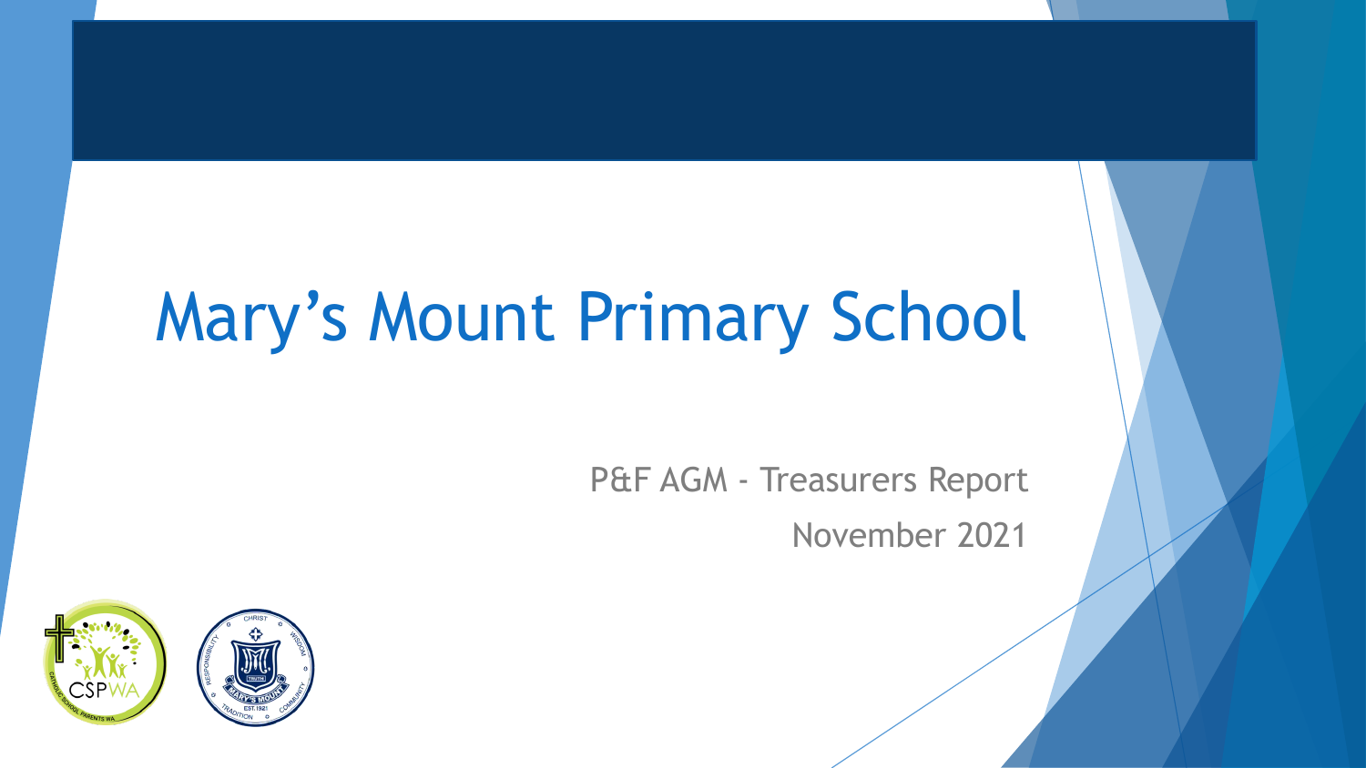# Mary's Mount Primary School

P&F AGM - Treasurers Report

November 2021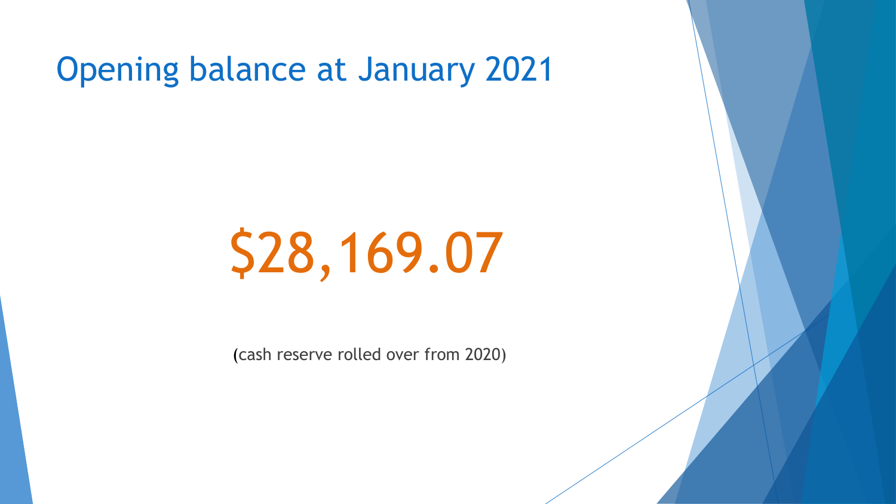# Opening balance at January 2021

$28,169.07

(cash reserve rolled over from 2020)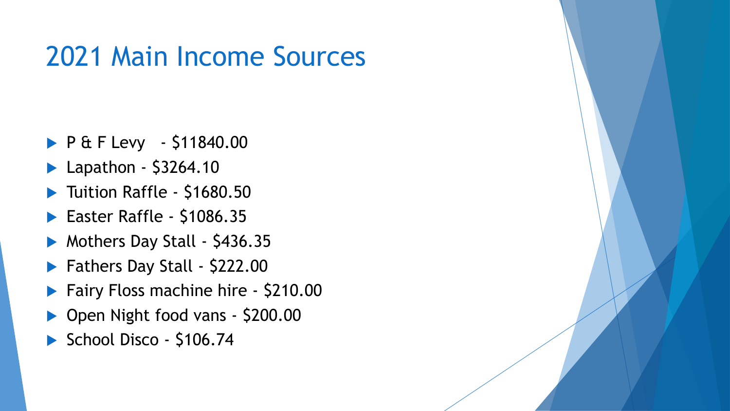# 2021 Main Income Sources

- P & F Levy - $11840.00
- Lapathon - $3264.10
- Tuition Raffle - $1680.50
- Easter Raffle - $1086.35
- Mothers Day Stall - $436.35
- Fathers Day Stall - $222.00
- Fairy Floss machine hire - $210.00
- Open Night food vans - $200.00
- School Disco - $106.74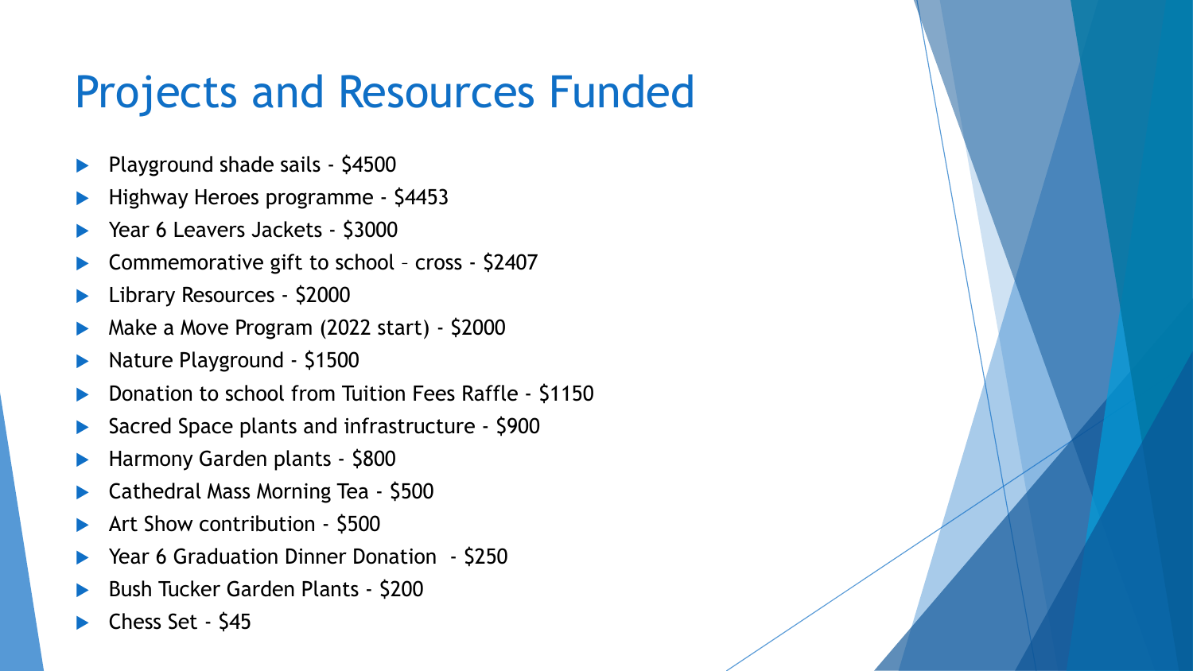# Projects and Resources Funded

- Playground shade sails - $4500
- Highway Heroes programme - $4453
- Year 6 Leavers Jackets - $3000
- Commemorative gift to school – cross - $2407
- Library Resources - $2000
- Make a Move Program (2022 start) - $2000
- Nature Playground - $1500
- Donation to school from Tuition Fees Raffle - $1150
- Sacred Space plants and infrastructure - $900
- Harmony Garden plants - $800
- Cathedral Mass Morning Tea - $500
- Art Show contribution - $500
- Year 6 Graduation Dinner Donation - $250
- Bush Tucker Garden Plants - $200
- Chess Set - $45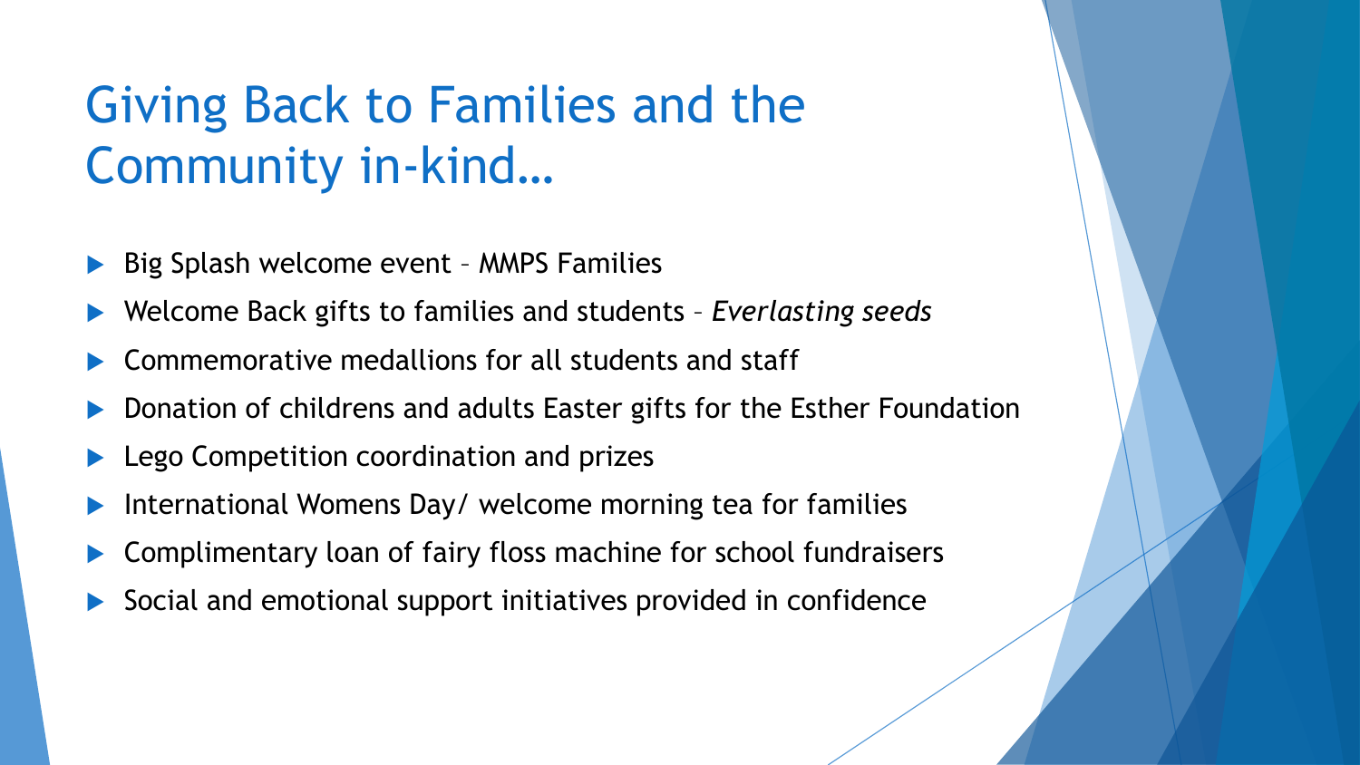# Giving Back to Families and the Community in-kind…

- Big Splash welcome event – MMPS Families
- Welcome Back gifts to families and students – *Everlasting seeds*
- Commemorative medallions for all students and staff
- Donation of childrens and adults Easter gifts for the Esther Foundation
- Lego Competition coordination and prizes
- International Womens Day/ welcome morning tea for families
- Complimentary loan of fairy floss machine for school fundraisers
- Social and emotional support initiatives provided in confidence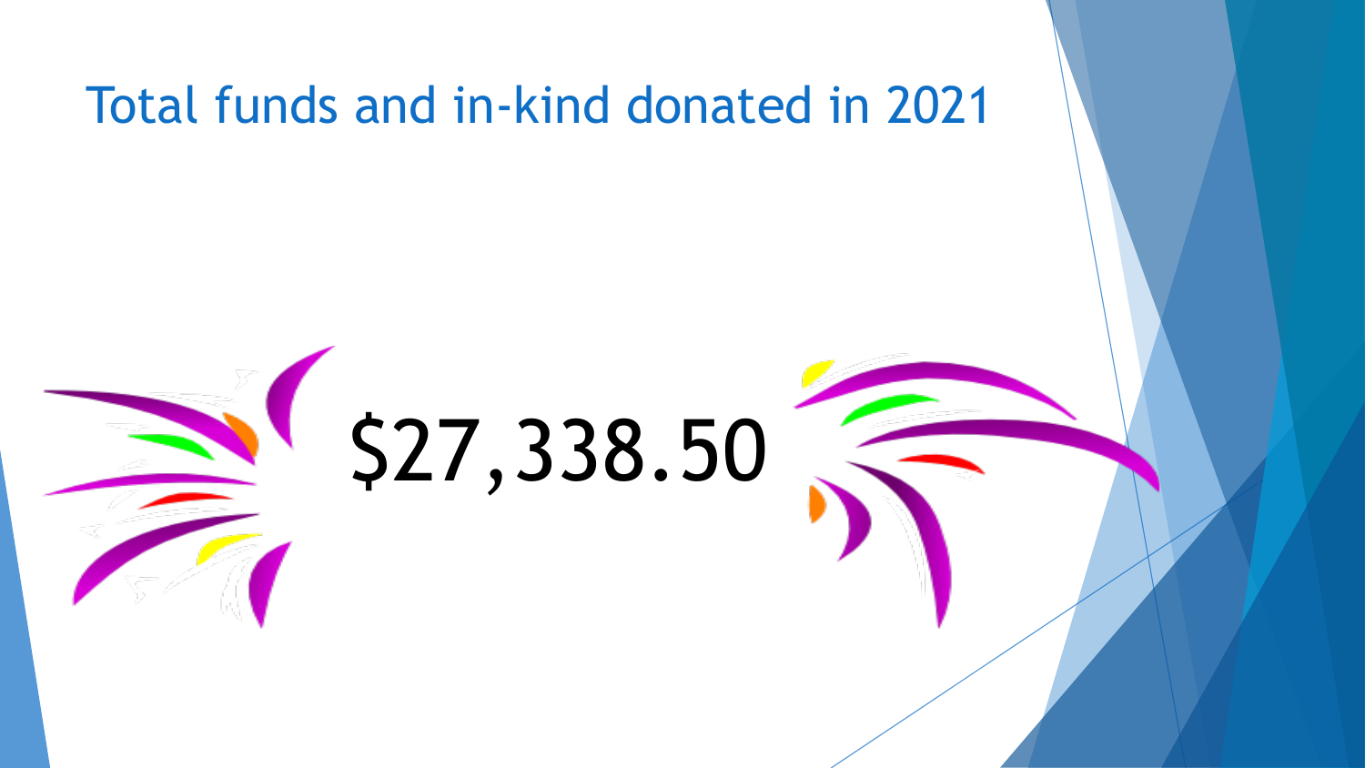# Total funds and in-kind donated in 2021

$27,338.50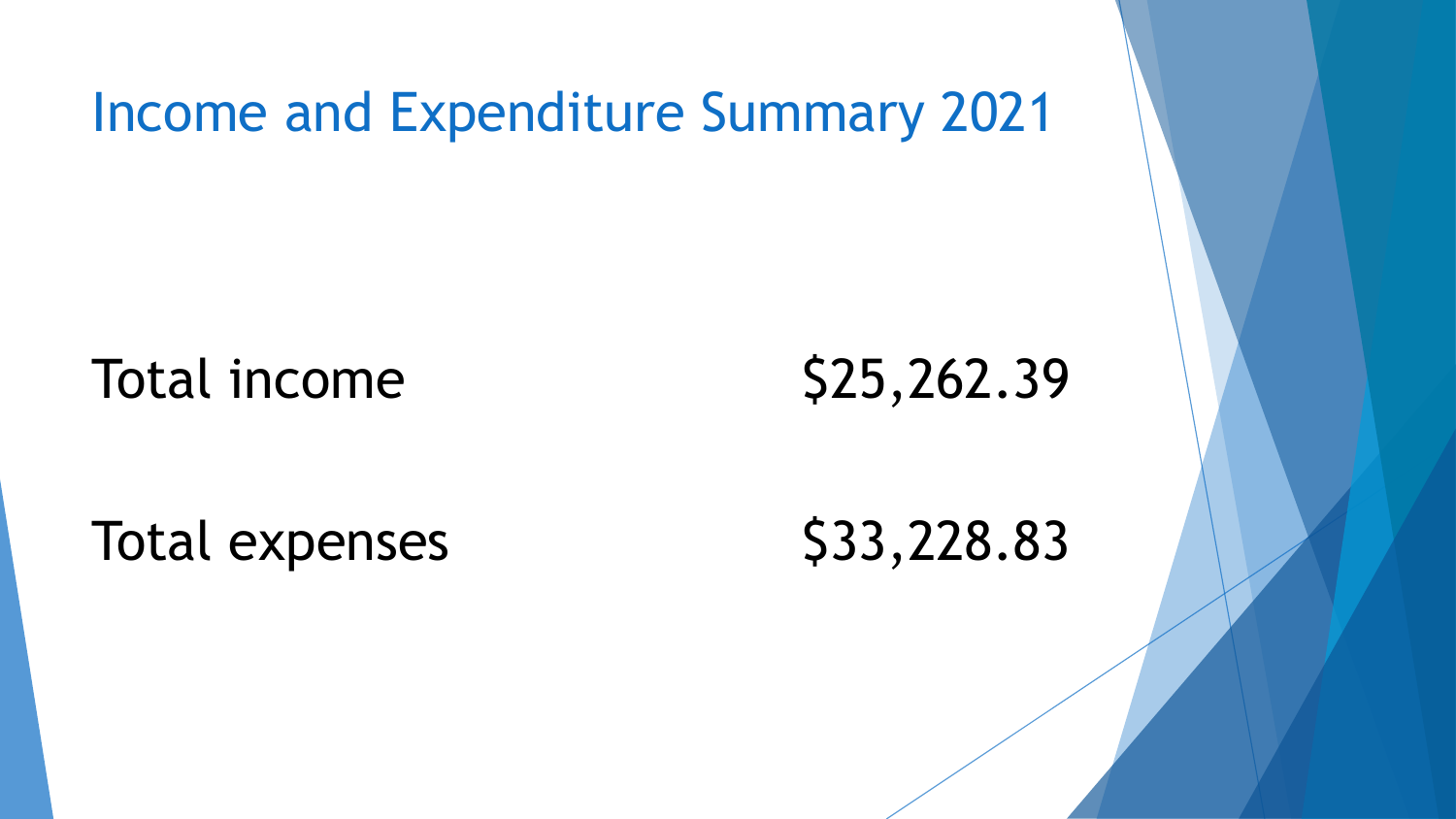# Income and Expenditure Summary 2021

| | |
|---|---|
| Total income | $25,262.39 |
| Total expenses | $33,228.83 |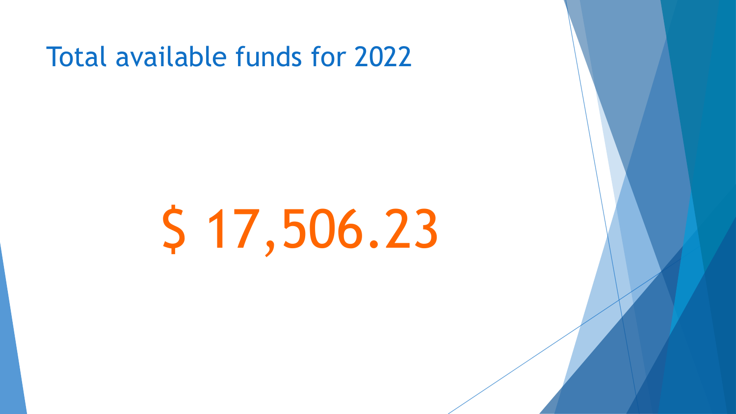# Total available funds for 2022

$ 17,506.23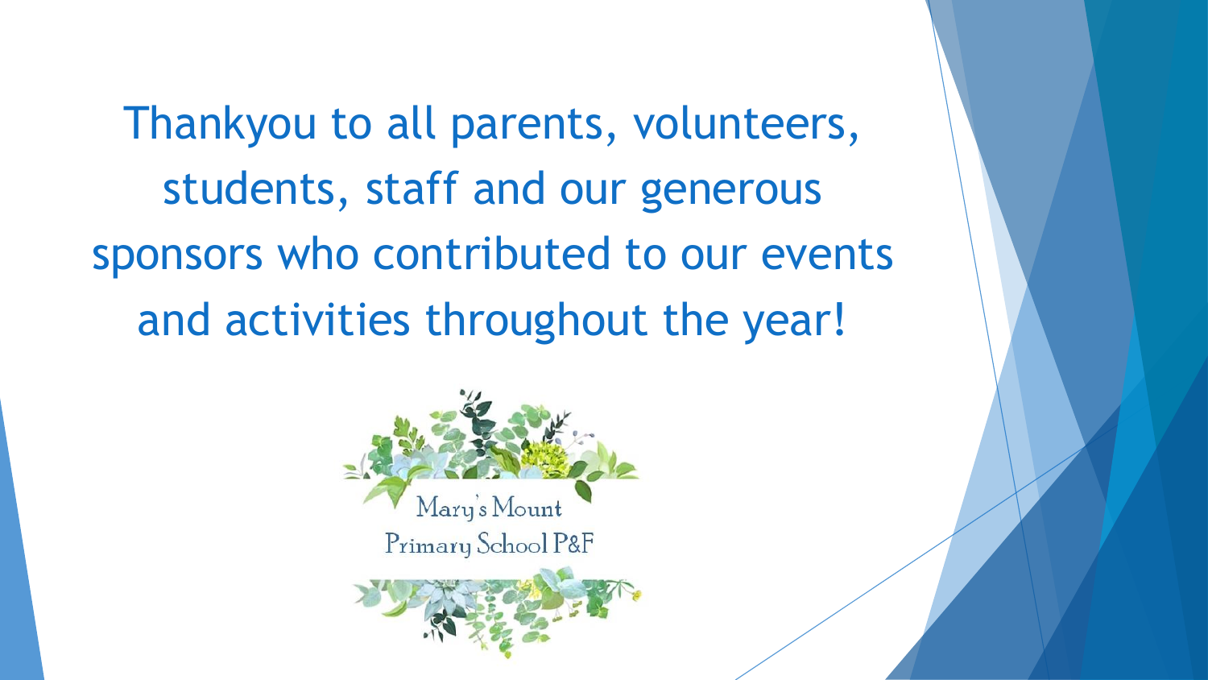Thankyou to all parents, volunteers, students, staff and our generous sponsors who contributed to our events and activities throughout the year!

Mary's Mount Primary School P&F